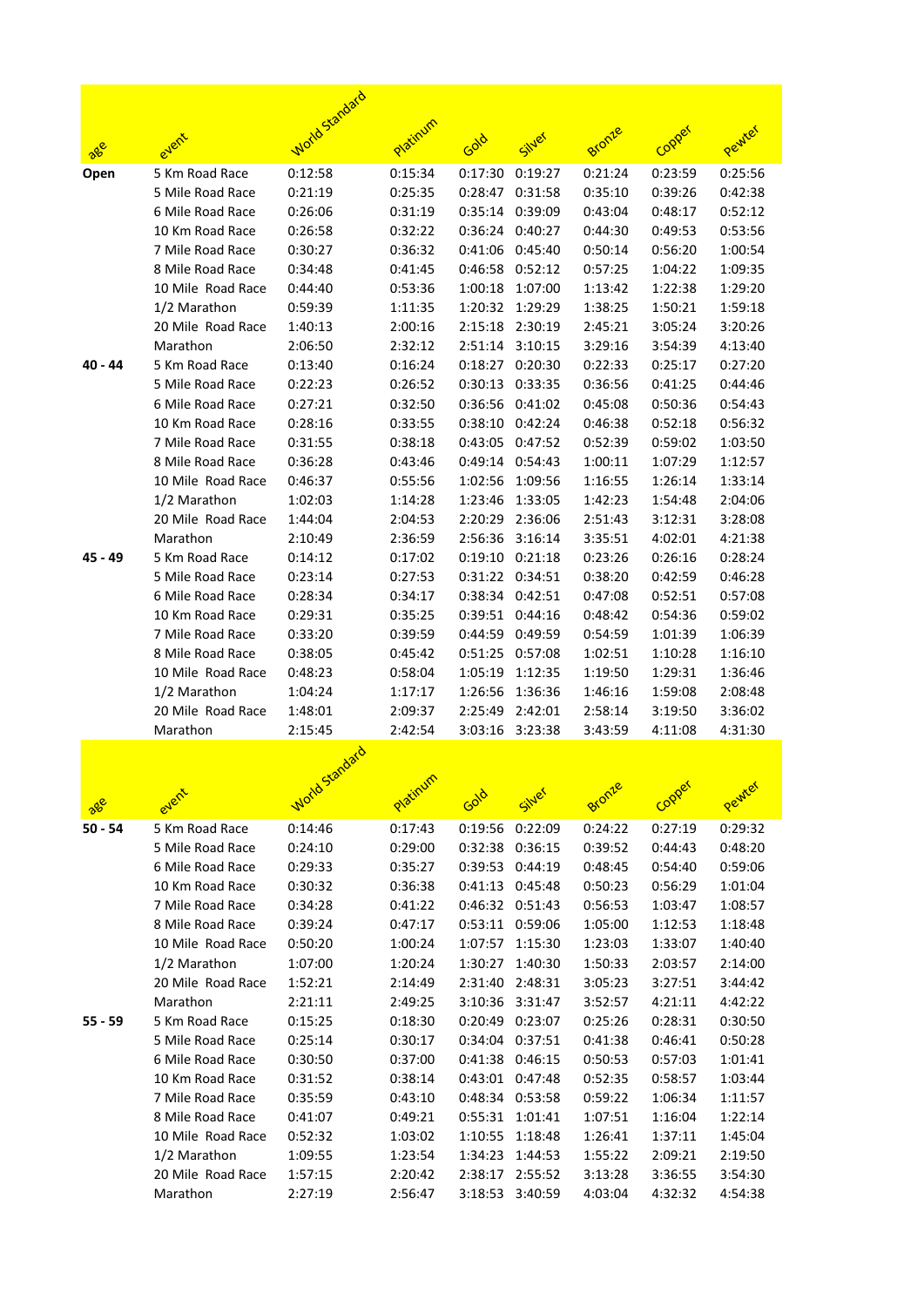| age | event | World Standard | Platinum | Gold | Silver | Bronze | Copper | Pewter |
|---|---|---|---|---|---|---|---|---|
| **Open** | 5 Km Road Race | 0:12:58 | 0:15:34 | 0:17:30 | 0:19:27 | 0:21:24 | 0:23:59 | 0:25:56 |
| | 5 Mile Road Race | 0:21:19 | 0:25:35 | 0:28:47 | 0:31:58 | 0:35:10 | 0:39:26 | 0:42:38 |
| | 6 Mile Road Race | 0:26:06 | 0:31:19 | 0:35:14 | 0:39:09 | 0:43:04 | 0:48:17 | 0:52:12 |
| | 10 Km Road Race | 0:26:58 | 0:32:22 | 0:36:24 | 0:40:27 | 0:44:30 | 0:49:53 | 0:53:56 |
| | 7 Mile Road Race | 0:30:27 | 0:36:32 | 0:41:06 | 0:45:40 | 0:50:14 | 0:56:20 | 1:00:54 |
| | 8 Mile Road Race | 0:34:48 | 0:41:45 | 0:46:58 | 0:52:12 | 0:57:25 | 1:04:22 | 1:09:35 |
| | 10 Mile Road Race | 0:44:40 | 0:53:36 | 1:00:18 | 1:07:00 | 1:13:42 | 1:22:38 | 1:29:20 |
| | 1/2 Marathon | 0:59:39 | 1:11:35 | 1:20:32 | 1:29:29 | 1:38:25 | 1:50:21 | 1:59:18 |
| | 20 Mile Road Race | 1:40:13 | 2:00:16 | 2:15:18 | 2:30:19 | 2:45:21 | 3:05:24 | 3:20:26 |
| | Marathon | 2:06:50 | 2:32:12 | 2:51:14 | 3:10:15 | 3:29:16 | 3:54:39 | 4:13:40 |
| **40 - 44** | 5 Km Road Race | 0:13:40 | 0:16:24 | 0:18:27 | 0:20:30 | 0:22:33 | 0:25:17 | 0:27:20 |
| | 5 Mile Road Race | 0:22:23 | 0:26:52 | 0:30:13 | 0:33:35 | 0:36:56 | 0:41:25 | 0:44:46 |
| | 6 Mile Road Race | 0:27:21 | 0:32:50 | 0:36:56 | 0:41:02 | 0:45:08 | 0:50:36 | 0:54:43 |
| | 10 Km Road Race | 0:28:16 | 0:33:55 | 0:38:10 | 0:42:24 | 0:46:38 | 0:52:18 | 0:56:32 |
| | 7 Mile Road Race | 0:31:55 | 0:38:18 | 0:43:05 | 0:47:52 | 0:52:39 | 0:59:02 | 1:03:50 |
| | 8 Mile Road Race | 0:36:28 | 0:43:46 | 0:49:14 | 0:54:43 | 1:00:11 | 1:07:29 | 1:12:57 |
| | 10 Mile Road Race | 0:46:37 | 0:55:56 | 1:02:56 | 1:09:56 | 1:16:55 | 1:26:14 | 1:33:14 |
| | 1/2 Marathon | 1:02:03 | 1:14:28 | 1:23:46 | 1:33:05 | 1:42:23 | 1:54:48 | 2:04:06 |
| | 20 Mile Road Race | 1:44:04 | 2:04:53 | 2:20:29 | 2:36:06 | 2:51:43 | 3:12:31 | 3:28:08 |
| | Marathon | 2:10:49 | 2:36:59 | 2:56:36 | 3:16:14 | 3:35:51 | 4:02:01 | 4:21:38 |
| **45 - 49** | 5 Km Road Race | 0:14:12 | 0:17:02 | 0:19:10 | 0:21:18 | 0:23:26 | 0:26:16 | 0:28:24 |
| | 5 Mile Road Race | 0:23:14 | 0:27:53 | 0:31:22 | 0:34:51 | 0:38:20 | 0:42:59 | 0:46:28 |
| | 6 Mile Road Race | 0:28:34 | 0:34:17 | 0:38:34 | 0:42:51 | 0:47:08 | 0:52:51 | 0:57:08 |
| | 10 Km Road Race | 0:29:31 | 0:35:25 | 0:39:51 | 0:44:16 | 0:48:42 | 0:54:36 | 0:59:02 |
| | 7 Mile Road Race | 0:33:20 | 0:39:59 | 0:44:59 | 0:49:59 | 0:54:59 | 1:01:39 | 1:06:39 |
| | 8 Mile Road Race | 0:38:05 | 0:45:42 | 0:51:25 | 0:57:08 | 1:02:51 | 1:10:28 | 1:16:10 |
| | 10 Mile Road Race | 0:48:23 | 0:58:04 | 1:05:19 | 1:12:35 | 1:19:50 | 1:29:31 | 1:36:46 |
| | 1/2 Marathon | 1:04:24 | 1:17:17 | 1:26:56 | 1:36:36 | 1:46:16 | 1:59:08 | 2:08:48 |
| | 20 Mile Road Race | 1:48:01 | 2:09:37 | 2:25:49 | 2:42:01 | 2:58:14 | 3:19:50 | 3:36:02 |
| | Marathon | 2:15:45 | 2:42:54 | 3:03:16 | 3:23:38 | 3:43:59 | 4:11:08 | 4:31:30 |

| age | event | World Standard | Platinum | Gold | Silver | Bronze | Copper | Pewter |
|---|---|---|---|---|---|---|---|---|
| **50 - 54** | 5 Km Road Race | 0:14:46 | 0:17:43 | 0:19:56 | 0:22:09 | 0:24:22 | 0:27:19 | 0:29:32 |
| | 5 Mile Road Race | 0:24:10 | 0:29:00 | 0:32:38 | 0:36:15 | 0:39:52 | 0:44:43 | 0:48:20 |
| | 6 Mile Road Race | 0:29:33 | 0:35:27 | 0:39:53 | 0:44:19 | 0:48:45 | 0:54:40 | 0:59:06 |
| | 10 Km Road Race | 0:30:32 | 0:36:38 | 0:41:13 | 0:45:48 | 0:50:23 | 0:56:29 | 1:01:04 |
| | 7 Mile Road Race | 0:34:28 | 0:41:22 | 0:46:32 | 0:51:43 | 0:56:53 | 1:03:47 | 1:08:57 |
| | 8 Mile Road Race | 0:39:24 | 0:47:17 | 0:53:11 | 0:59:06 | 1:05:00 | 1:12:53 | 1:18:48 |
| | 10 Mile Road Race | 0:50:20 | 1:00:24 | 1:07:57 | 1:15:30 | 1:23:03 | 1:33:07 | 1:40:40 |
| | 1/2 Marathon | 1:07:00 | 1:20:24 | 1:30:27 | 1:40:30 | 1:50:33 | 2:03:57 | 2:14:00 |
| | 20 Mile Road Race | 1:52:21 | 2:14:49 | 2:31:40 | 2:48:31 | 3:05:23 | 3:27:51 | 3:44:42 |
| | Marathon | 2:21:11 | 2:49:25 | 3:10:36 | 3:31:47 | 3:52:57 | 4:21:11 | 4:42:22 |
| **55 - 59** | 5 Km Road Race | 0:15:25 | 0:18:30 | 0:20:49 | 0:23:07 | 0:25:26 | 0:28:31 | 0:30:50 |
| | 5 Mile Road Race | 0:25:14 | 0:30:17 | 0:34:04 | 0:37:51 | 0:41:38 | 0:46:41 | 0:50:28 |
| | 6 Mile Road Race | 0:30:50 | 0:37:00 | 0:41:38 | 0:46:15 | 0:50:53 | 0:57:03 | 1:01:41 |
| | 10 Km Road Race | 0:31:52 | 0:38:14 | 0:43:01 | 0:47:48 | 0:52:35 | 0:58:57 | 1:03:44 |
| | 7 Mile Road Race | 0:35:59 | 0:43:10 | 0:48:34 | 0:53:58 | 0:59:22 | 1:06:34 | 1:11:57 |
| | 8 Mile Road Race | 0:41:07 | 0:49:21 | 0:55:31 | 1:01:41 | 1:07:51 | 1:16:04 | 1:22:14 |
| | 10 Mile Road Race | 0:52:32 | 1:03:02 | 1:10:55 | 1:18:48 | 1:26:41 | 1:37:11 | 1:45:04 |
| | 1/2 Marathon | 1:09:55 | 1:23:54 | 1:34:23 | 1:44:53 | 1:55:22 | 2:09:21 | 2:19:50 |
| | 20 Mile Road Race | 1:57:15 | 2:20:42 | 2:38:17 | 2:55:52 | 3:13:28 | 3:36:55 | 3:54:30 |
| | Marathon | 2:27:19 | 2:56:47 | 3:18:53 | 3:40:59 | 4:03:04 | 4:32:32 | 4:54:38 |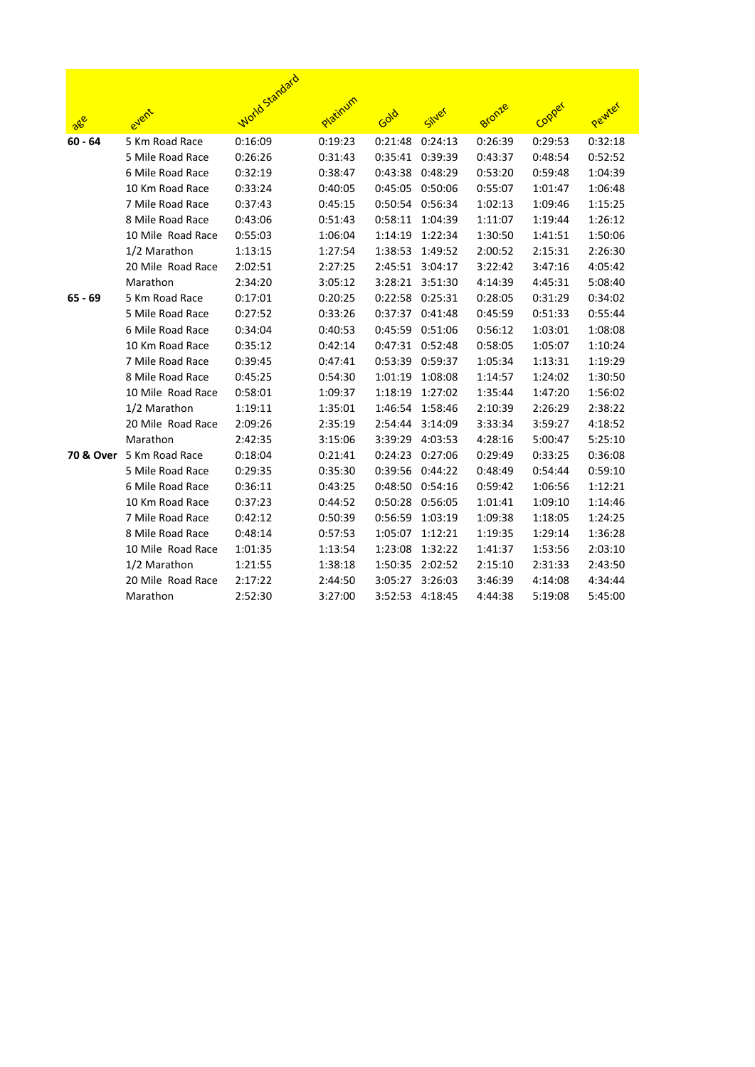| age | event | World Standard | Platinum | Gold | Silver | Bronze | Copper | Pewter |
|---|---|---|---|---|---|---|---|---|
| **60 - 64** | 5 Km Road Race | 0:16:09 | 0:19:23 | 0:21:48 | 0:24:13 | 0:26:39 | 0:29:53 | 0:32:18 |
| | 5 Mile Road Race | 0:26:26 | 0:31:43 | 0:35:41 | 0:39:39 | 0:43:37 | 0:48:54 | 0:52:52 |
| | 6 Mile Road Race | 0:32:19 | 0:38:47 | 0:43:38 | 0:48:29 | 0:53:20 | 0:59:48 | 1:04:39 |
| | 10 Km Road Race | 0:33:24 | 0:40:05 | 0:45:05 | 0:50:06 | 0:55:07 | 1:01:47 | 1:06:48 |
| | 7 Mile Road Race | 0:37:43 | 0:45:15 | 0:50:54 | 0:56:34 | 1:02:13 | 1:09:46 | 1:15:25 |
| | 8 Mile Road Race | 0:43:06 | 0:51:43 | 0:58:11 | 1:04:39 | 1:11:07 | 1:19:44 | 1:26:12 |
| | 10 Mile Road Race | 0:55:03 | 1:06:04 | 1:14:19 | 1:22:34 | 1:30:50 | 1:41:51 | 1:50:06 |
| | 1/2 Marathon | 1:13:15 | 1:27:54 | 1:38:53 | 1:49:52 | 2:00:52 | 2:15:31 | 2:26:30 |
| | 20 Mile Road Race | 2:02:51 | 2:27:25 | 2:45:51 | 3:04:17 | 3:22:42 | 3:47:16 | 4:05:42 |
| | Marathon | 2:34:20 | 3:05:12 | 3:28:21 | 3:51:30 | 4:14:39 | 4:45:31 | 5:08:40 |
| **65 - 69** | 5 Km Road Race | 0:17:01 | 0:20:25 | 0:22:58 | 0:25:31 | 0:28:05 | 0:31:29 | 0:34:02 |
| | 5 Mile Road Race | 0:27:52 | 0:33:26 | 0:37:37 | 0:41:48 | 0:45:59 | 0:51:33 | 0:55:44 |
| | 6 Mile Road Race | 0:34:04 | 0:40:53 | 0:45:59 | 0:51:06 | 0:56:12 | 1:03:01 | 1:08:08 |
| | 10 Km Road Race | 0:35:12 | 0:42:14 | 0:47:31 | 0:52:48 | 0:58:05 | 1:05:07 | 1:10:24 |
| | 7 Mile Road Race | 0:39:45 | 0:47:41 | 0:53:39 | 0:59:37 | 1:05:34 | 1:13:31 | 1:19:29 |
| | 8 Mile Road Race | 0:45:25 | 0:54:30 | 1:01:19 | 1:08:08 | 1:14:57 | 1:24:02 | 1:30:50 |
| | 10 Mile Road Race | 0:58:01 | 1:09:37 | 1:18:19 | 1:27:02 | 1:35:44 | 1:47:20 | 1:56:02 |
| | 1/2 Marathon | 1:19:11 | 1:35:01 | 1:46:54 | 1:58:46 | 2:10:39 | 2:26:29 | 2:38:22 |
| | 20 Mile Road Race | 2:09:26 | 2:35:19 | 2:54:44 | 3:14:09 | 3:33:34 | 3:59:27 | 4:18:52 |
| | Marathon | 2:42:35 | 3:15:06 | 3:39:29 | 4:03:53 | 4:28:16 | 5:00:47 | 5:25:10 |
| **70 & Over** | 5 Km Road Race | 0:18:04 | 0:21:41 | 0:24:23 | 0:27:06 | 0:29:49 | 0:33:25 | 0:36:08 |
| | 5 Mile Road Race | 0:29:35 | 0:35:30 | 0:39:56 | 0:44:22 | 0:48:49 | 0:54:44 | 0:59:10 |
| | 6 Mile Road Race | 0:36:11 | 0:43:25 | 0:48:50 | 0:54:16 | 0:59:42 | 1:06:56 | 1:12:21 |
| | 10 Km Road Race | 0:37:23 | 0:44:52 | 0:50:28 | 0:56:05 | 1:01:41 | 1:09:10 | 1:14:46 |
| | 7 Mile Road Race | 0:42:12 | 0:50:39 | 0:56:59 | 1:03:19 | 1:09:38 | 1:18:05 | 1:24:25 |
| | 8 Mile Road Race | 0:48:14 | 0:57:53 | 1:05:07 | 1:12:21 | 1:19:35 | 1:29:14 | 1:36:28 |
| | 10 Mile Road Race | 1:01:35 | 1:13:54 | 1:23:08 | 1:32:22 | 1:41:37 | 1:53:56 | 2:03:10 |
| | 1/2 Marathon | 1:21:55 | 1:38:18 | 1:50:35 | 2:02:52 | 2:15:10 | 2:31:33 | 2:43:50 |
| | 20 Mile Road Race | 2:17:22 | 2:44:50 | 3:05:27 | 3:26:03 | 3:46:39 | 4:14:08 | 4:34:44 |
| | Marathon | 2:52:30 | 3:27:00 | 3:52:53 | 4:18:45 | 4:44:38 | 5:19:08 | 5:45:00 |